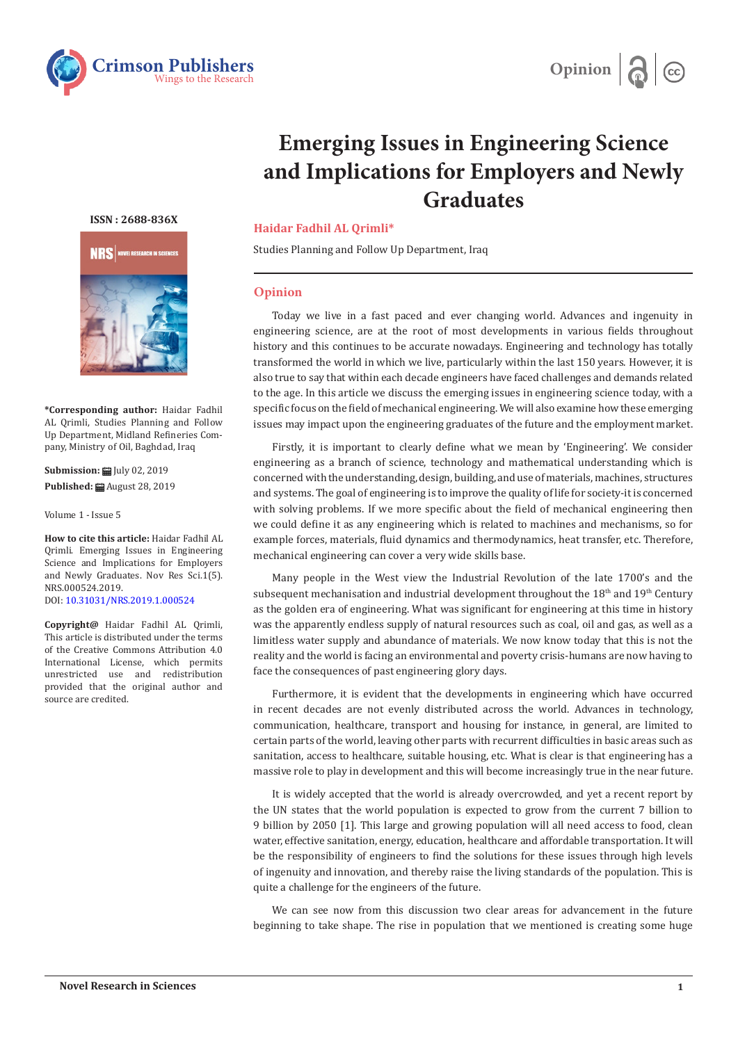# Emerging Issues in Engineering Science and Implications for Employers and Newly Graduates

**Haidar Fadhil AL Qrimli***

Studies Planning and Follow Up Department, Iraq

ISSN : 2688-836X

**\*Corresponding author:** Haidar Fadhil AL Qrimli, Studies Planning and Follow Up Department, Midland Refineries Company, Ministry of Oil, Baghdad, Iraq

**Submission:** July 02, 2019

**Published:** August 28, 2019

Volume 1 - Issue 5

**How to cite this article:** Haidar Fadhil AL Qrimli. Emerging Issues in Engineering Science and Implications for Employers and Newly Graduates. Nov Res Sci.1(5). NRS.000524.2019.
DOI: 10.31031/NRS.2019.1.000524

**Copyright@** Haidar Fadhil AL Qrimli, This article is distributed under the terms of the Creative Commons Attribution 4.0 International License, which permits unrestricted use and redistribution provided that the original author and source are credited.

## Opinion

Today we live in a fast paced and ever changing world. Advances and ingenuity in engineering science, are at the root of most developments in various fields throughout history and this continues to be accurate nowadays. Engineering and technology has totally transformed the world in which we live, particularly within the last 150 years. However, it is also true to say that within each decade engineers have faced challenges and demands related to the age. In this article we discuss the emerging issues in engineering science today, with a specific focus on the field of mechanical engineering. We will also examine how these emerging issues may impact upon the engineering graduates of the future and the employment market.

Firstly, it is important to clearly define what we mean by 'Engineering'. We consider engineering as a branch of science, technology and mathematical understanding which is concerned with the understanding, design, building, and use of materials, machines, structures and systems. The goal of engineering is to improve the quality of life for society-it is concerned with solving problems. If we more specific about the field of mechanical engineering then we could define it as any engineering which is related to machines and mechanisms, so for example forces, materials, fluid dynamics and thermodynamics, heat transfer, etc. Therefore, mechanical engineering can cover a very wide skills base.

Many people in the West view the Industrial Revolution of the late 1700's and the subsequent mechanisation and industrial development throughout the 18th and 19th Century as the golden era of engineering. What was significant for engineering at this time in history was the apparently endless supply of natural resources such as coal, oil and gas, as well as a limitless water supply and abundance of materials. We now know today that this is not the reality and the world is facing an environmental and poverty crisis-humans are now having to face the consequences of past engineering glory days.

Furthermore, it is evident that the developments in engineering which have occurred in recent decades are not evenly distributed across the world. Advances in technology, communication, healthcare, transport and housing for instance, in general, are limited to certain parts of the world, leaving other parts with recurrent difficulties in basic areas such as sanitation, access to healthcare, suitable housing, etc. What is clear is that engineering has a massive role to play in development and this will become increasingly true in the near future.

It is widely accepted that the world is already overcrowded, and yet a recent report by the UN states that the world population is expected to grow from the current 7 billion to 9 billion by 2050 [1]. This large and growing population will all need access to food, clean water, effective sanitation, energy, education, healthcare and affordable transportation. It will be the responsibility of engineers to find the solutions for these issues through high levels of ingenuity and innovation, and thereby raise the living standards of the population. This is quite a challenge for the engineers of the future.

We can see now from this discussion two clear areas for advancement in the future beginning to take shape. The rise in population that we mentioned is creating some huge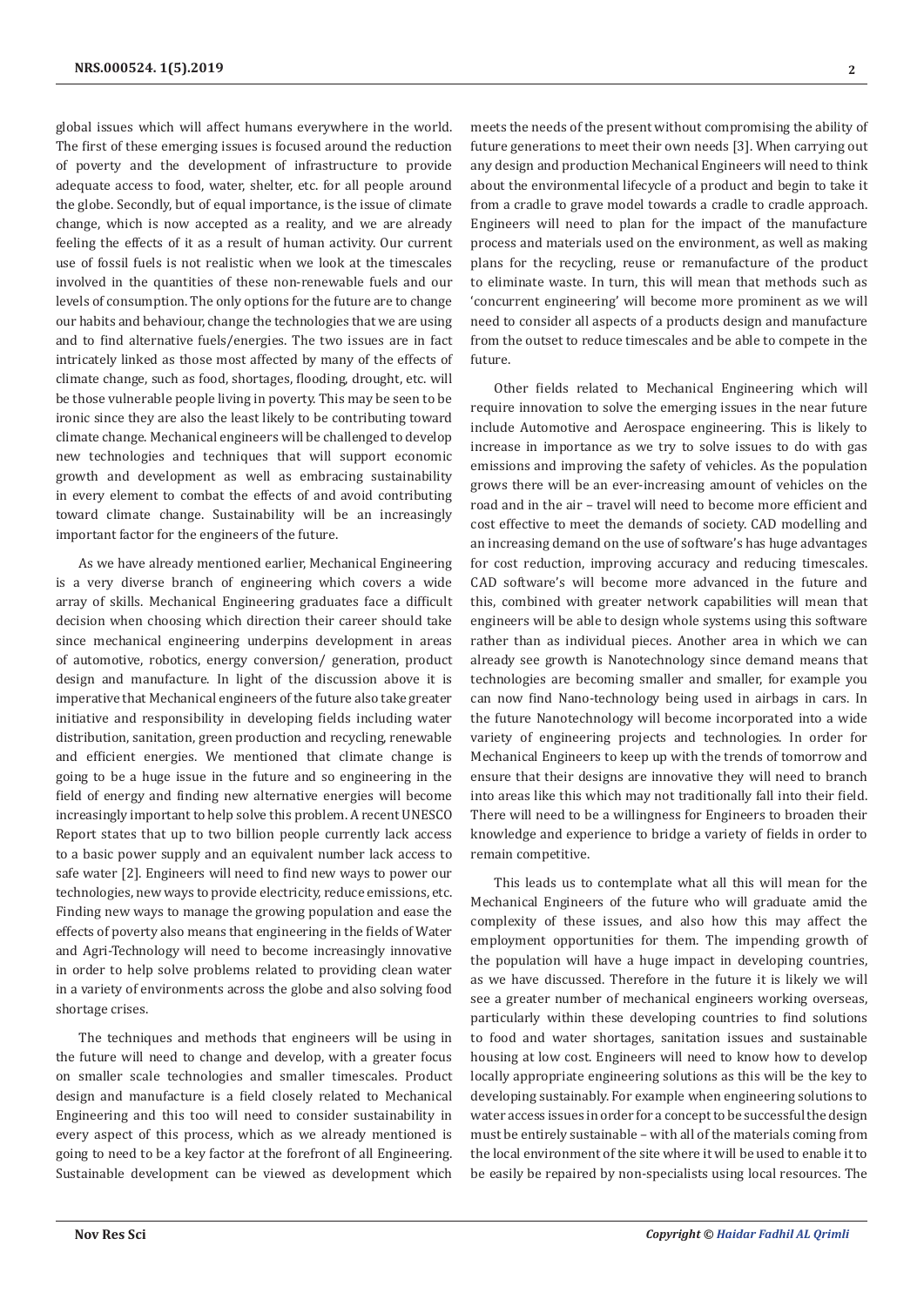global issues which will affect humans everywhere in the world. The first of these emerging issues is focused around the reduction of poverty and the development of infrastructure to provide adequate access to food, water, shelter, etc. for all people around the globe. Secondly, but of equal importance, is the issue of climate change, which is now accepted as a reality, and we are already feeling the effects of it as a result of human activity. Our current use of fossil fuels is not realistic when we look at the timescales involved in the quantities of these non-renewable fuels and our levels of consumption. The only options for the future are to change our habits and behaviour, change the technologies that we are using and to find alternative fuels/energies. The two issues are in fact intricately linked as those most affected by many of the effects of climate change, such as food, shortages, flooding, drought, etc. will be those vulnerable people living in poverty. This may be seen to be ironic since they are also the least likely to be contributing toward climate change. Mechanical engineers will be challenged to develop new technologies and techniques that will support economic growth and development as well as embracing sustainability in every element to combat the effects of and avoid contributing toward climate change. Sustainability will be an increasingly important factor for the engineers of the future.

As we have already mentioned earlier, Mechanical Engineering is a very diverse branch of engineering which covers a wide array of skills. Mechanical Engineering graduates face a difficult decision when choosing which direction their career should take since mechanical engineering underpins development in areas of automotive, robotics, energy conversion/ generation, product design and manufacture. In light of the discussion above it is imperative that Mechanical engineers of the future also take greater initiative and responsibility in developing fields including water distribution, sanitation, green production and recycling, renewable and efficient energies. We mentioned that climate change is going to be a huge issue in the future and so engineering in the field of energy and finding new alternative energies will become increasingly important to help solve this problem. A recent UNESCO Report states that up to two billion people currently lack access to a basic power supply and an equivalent number lack access to safe water [2]. Engineers will need to find new ways to power our technologies, new ways to provide electricity, reduce emissions, etc. Finding new ways to manage the growing population and ease the effects of poverty also means that engineering in the fields of Water and Agri-Technology will need to become increasingly innovative in order to help solve problems related to providing clean water in a variety of environments across the globe and also solving food shortage crises.

The techniques and methods that engineers will be using in the future will need to change and develop, with a greater focus on smaller scale technologies and smaller timescales. Product design and manufacture is a field closely related to Mechanical Engineering and this too will need to consider sustainability in every aspect of this process, which as we already mentioned is going to need to be a key factor at the forefront of all Engineering. Sustainable development can be viewed as development which meets the needs of the present without compromising the ability of future generations to meet their own needs [3]. When carrying out any design and production Mechanical Engineers will need to think about the environmental lifecycle of a product and begin to take it from a cradle to grave model towards a cradle to cradle approach. Engineers will need to plan for the impact of the manufacture process and materials used on the environment, as well as making plans for the recycling, reuse or remanufacture of the product to eliminate waste. In turn, this will mean that methods such as 'concurrent engineering' will become more prominent as we will need to consider all aspects of a products design and manufacture from the outset to reduce timescales and be able to compete in the future.

Other fields related to Mechanical Engineering which will require innovation to solve the emerging issues in the near future include Automotive and Aerospace engineering. This is likely to increase in importance as we try to solve issues to do with gas emissions and improving the safety of vehicles. As the population grows there will be an ever-increasing amount of vehicles on the road and in the air – travel will need to become more efficient and cost effective to meet the demands of society. CAD modelling and an increasing demand on the use of software's has huge advantages for cost reduction, improving accuracy and reducing timescales. CAD software's will become more advanced in the future and this, combined with greater network capabilities will mean that engineers will be able to design whole systems using this software rather than as individual pieces. Another area in which we can already see growth is Nanotechnology since demand means that technologies are becoming smaller and smaller, for example you can now find Nano-technology being used in airbags in cars. In the future Nanotechnology will become incorporated into a wide variety of engineering projects and technologies. In order for Mechanical Engineers to keep up with the trends of tomorrow and ensure that their designs are innovative they will need to branch into areas like this which may not traditionally fall into their field. There will need to be a willingness for Engineers to broaden their knowledge and experience to bridge a variety of fields in order to remain competitive.

This leads us to contemplate what all this will mean for the Mechanical Engineers of the future who will graduate amid the complexity of these issues, and also how this may affect the employment opportunities for them. The impending growth of the population will have a huge impact in developing countries, as we have discussed. Therefore in the future it is likely we will see a greater number of mechanical engineers working overseas, particularly within these developing countries to find solutions to food and water shortages, sanitation issues and sustainable housing at low cost. Engineers will need to know how to develop locally appropriate engineering solutions as this will be the key to developing sustainably. For example when engineering solutions to water access issues in order for a concept to be successful the design must be entirely sustainable – with all of the materials coming from the local environment of the site where it will be used to enable it to be easily be repaired by non-specialists using local resources. The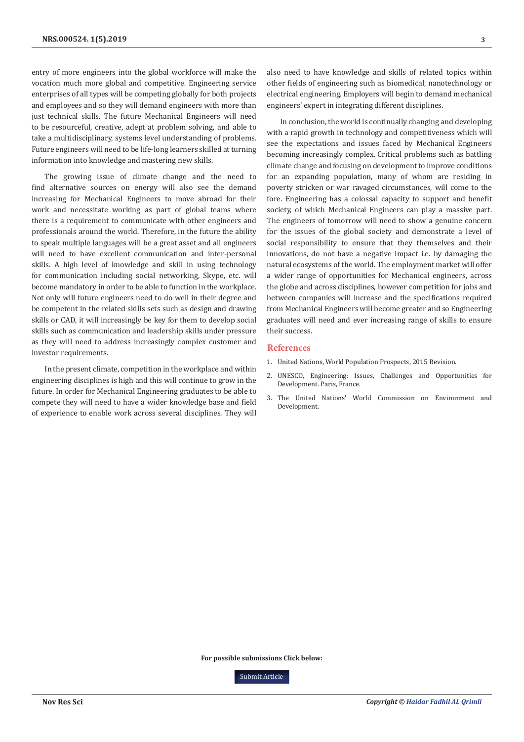entry of more engineers into the global workforce will make the vocation much more global and competitive. Engineering service enterprises of all types will be competing globally for both projects and employees and so they will demand engineers with more than just technical skills. The future Mechanical Engineers will need to be resourceful, creative, adept at problem solving, and able to take a multidisciplinary, systems level understanding of problems. Future engineers will need to be life-long learners skilled at turning information into knowledge and mastering new skills.

The growing issue of climate change and the need to find alternative sources on energy will also see the demand increasing for Mechanical Engineers to move abroad for their work and necessitate working as part of global teams where there is a requirement to communicate with other engineers and professionals around the world. Therefore, in the future the ability to speak multiple languages will be a great asset and all engineers will need to have excellent communication and inter-personal skills. A high level of knowledge and skill in using technology for communication including social networking, Skype, etc. will become mandatory in order to be able to function in the workplace. Not only will future engineers need to do well in their degree and be competent in the related skills sets such as design and drawing skills or CAD, it will increasingly be key for them to develop social skills such as communication and leadership skills under pressure as they will need to address increasingly complex customer and investor requirements.

In the present climate, competition in the workplace and within engineering disciplines is high and this will continue to grow in the future. In order for Mechanical Engineering graduates to be able to compete they will need to have a wider knowledge base and field of experience to enable work across several disciplines. They will also need to have knowledge and skills of related topics within other fields of engineering such as biomedical, nanotechnology or electrical engineering. Employers will begin to demand mechanical engineers' expert in integrating different disciplines.

In conclusion, the world is continually changing and developing with a rapid growth in technology and competitiveness which will see the expectations and issues faced by Mechanical Engineers becoming increasingly complex. Critical problems such as battling climate change and focusing on development to improve conditions for an expanding population, many of whom are residing in poverty stricken or war ravaged circumstances, will come to the fore. Engineering has a colossal capacity to support and benefit society, of which Mechanical Engineers can play a massive part. The engineers of tomorrow will need to show a genuine concern for the issues of the global society and demonstrate a level of social responsibility to ensure that they themselves and their innovations, do not have a negative impact i.e. by damaging the natural ecosystems of the world. The employment market will offer a wider range of opportunities for Mechanical engineers, across the globe and across disciplines, however competition for jobs and between companies will increase and the specifications required from Mechanical Engineers will become greater and so Engineering graduates will need and ever increasing range of skills to ensure their success.

## References

1. United Nations, World Population Prospects, 2015 Revision.
2. UNESCO, Engineering: Issues, Challenges and Opportunities for Development. Paris, France.
3. The United Nations' World Commission on Environment and Development.

**For possible submissions Click below:**

Submit Article